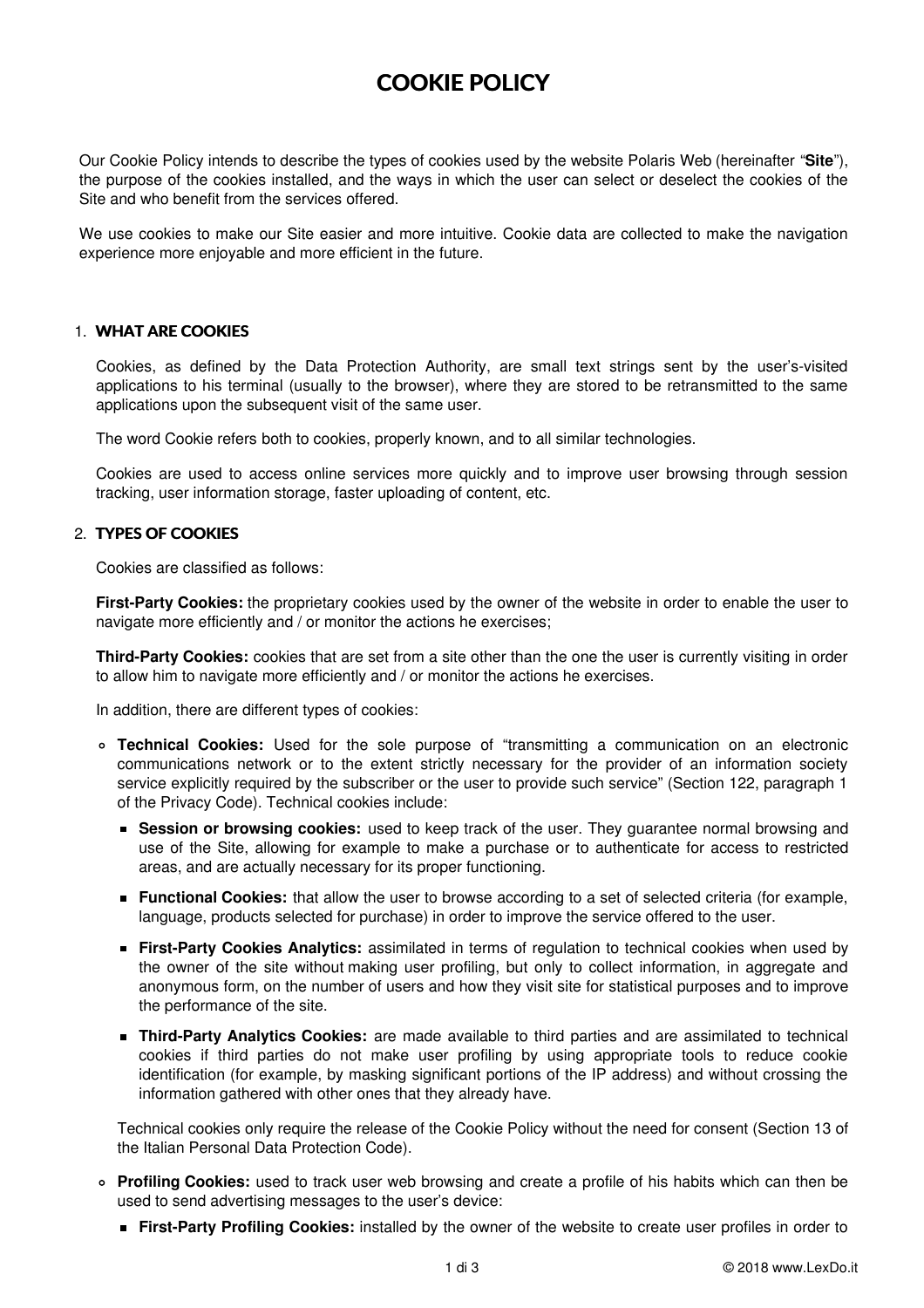# COOKIE POLICY

Our Cookie Policy intends to describe the types of cookies used by the website Polaris Web (hereinafter "**Site**"), the purpose of the cookies installed, and the ways in which the user can select or deselect the cookies of the Site and who benefit from the services offered.

We use cookies to make our Site easier and more intuitive. Cookie data are collected to make the navigation experience more enjoyable and more efficient in the future.

## 1. WHAT ARE COOKIES

Cookies, as defined by the Data Protection Authority, are small text strings sent by the user's-visited applications to his terminal (usually to the browser), where they are stored to be retransmitted to the same applications upon the subsequent visit of the same user.

The word Cookie refers both to cookies, properly known, and to all similar technologies.

Cookies are used to access online services more quickly and to improve user browsing through session tracking, user information storage, faster uploading of content, etc.

## 2. TYPES OF COOKIES

Cookies are classified as follows:

**First-Party Cookies:** the proprietary cookies used by the owner of the website in order to enable the user to navigate more efficiently and / or monitor the actions he exercises;

**Third-Party Cookies:** cookies that are set from a site other than the one the user is currently visiting in order to allow him to navigate more efficiently and / or monitor the actions he exercises.

In addition, there are different types of cookies:

- **Technical Cookies:** Used for the sole purpose of "transmitting a communication on an electronic communications network or to the extent strictly necessary for the provider of an information society service explicitly required by the subscriber or the user to provide such service" (Section 122, paragraph 1 of the Privacy Code). Technical cookies include:
  - **Session or browsing cookies:** used to keep track of the user. They guarantee normal browsing and use of the Site, allowing for example to make a purchase or to authenticate for access to restricted areas, and are actually necessary for its proper functioning.
  - **Functional Cookies:** that allow the user to browse according to a set of selected criteria (for example, language, products selected for purchase) in order to improve the service offered to the user.
  - **First-Party Cookies Analytics:** assimilated in terms of regulation to technical cookies when used by the owner of the site without making user profiling, but only to collect information, in aggregate and anonymous form, on the number of users and how they visit site for statistical purposes and to improve the performance of the site.
  - **Third-Party Analytics Cookies:** are made available to third parties and are assimilated to technical cookies if third parties do not make user profiling by using appropriate tools to reduce cookie identification (for example, by masking significant portions of the IP address) and without crossing the information gathered with other ones that they already have.

  Technical cookies only require the release of the Cookie Policy without the need for consent (Section 13 of the Italian Personal Data Protection Code).

- **Profiling Cookies:** used to track user web browsing and create a profile of his habits which can then be used to send advertising messages to the user's device:
  - **First-Party Profiling Cookies:** installed by the owner of the website to create user profiles in order to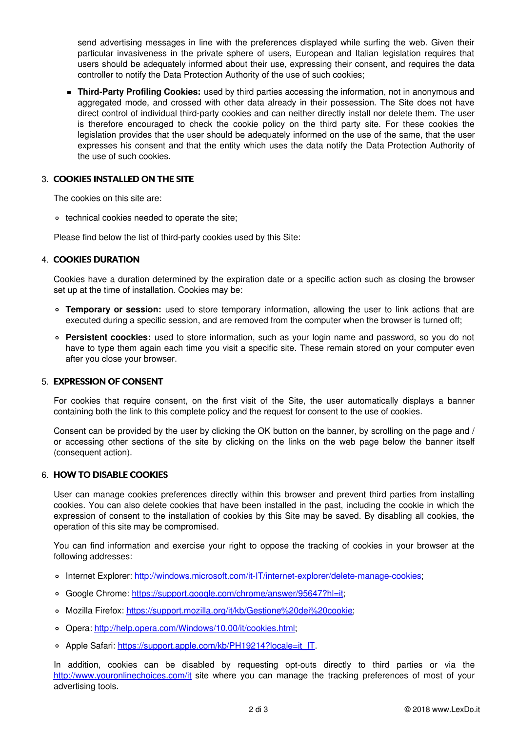send advertising messages in line with the preferences displayed while surfing the web. Given their particular invasiveness in the private sphere of users, European and Italian legislation requires that users should be adequately informed about their use, expressing their consent, and requires the data controller to notify the Data Protection Authority of the use of such cookies;

- **Third-Party Profiling Cookies:** used by third parties accessing the information, not in anonymous and aggregated mode, and crossed with other data already in their possession. The Site does not have direct control of individual third-party cookies and can neither directly install nor delete them. The user is therefore encouraged to check the cookie policy on the third party site. For these cookies the legislation provides that the user should be adequately informed on the use of the same, that the user expresses his consent and that the entity which uses the data notify the Data Protection Authority of the use of such cookies.

## 3. COOKIES INSTALLED ON THE SITE

The cookies on this site are:

- technical cookies needed to operate the site;

Please find below the list of third-party cookies used by this Site:

## 4. COOKIES DURATION

Cookies have a duration determined by the expiration date or a specific action such as closing the browser set up at the time of installation. Cookies may be:

- **Temporary or session:** used to store temporary information, allowing the user to link actions that are executed during a specific session, and are removed from the computer when the browser is turned off;
- **Persistent coockies:** used to store information, such as your login name and password, so you do not have to type them again each time you visit a specific site. These remain stored on your computer even after you close your browser.

## 5. EXPRESSION OF CONSENT

For cookies that require consent, on the first visit of the Site, the user automatically displays a banner containing both the link to this complete policy and the request for consent to the use of cookies.

Consent can be provided by the user by clicking the OK button on the banner, by scrolling on the page and / or accessing other sections of the site by clicking on the links on the web page below the banner itself (consequent action).

## 6. HOW TO DISABLE COOKIES

User can manage cookies preferences directly within this browser and prevent third parties from installing cookies. You can also delete cookies that have been installed in the past, including the cookie in which the expression of consent to the installation of cookies by this Site may be saved. By disabling all cookies, the operation of this site may be compromised.

You can find information and exercise your right to oppose the tracking of cookies in your browser at the following addresses:

- Internet Explorer: http://windows.microsoft.com/it-IT/internet-explorer/delete-manage-cookies;
- Google Chrome: https://support.google.com/chrome/answer/95647?hl=it;
- Mozilla Firefox: https://support.mozilla.org/it/kb/Gestione%20dei%20cookie;
- Opera: http://help.opera.com/Windows/10.00/it/cookies.html;
- Apple Safari: https://support.apple.com/kb/PH19214?locale=it_IT.

In addition, cookies can be disabled by requesting opt-outs directly to third parties or via the http://www.youronlinechoices.com/it site where you can manage the tracking preferences of most of your advertising tools.

© 2018 www.LexDo.it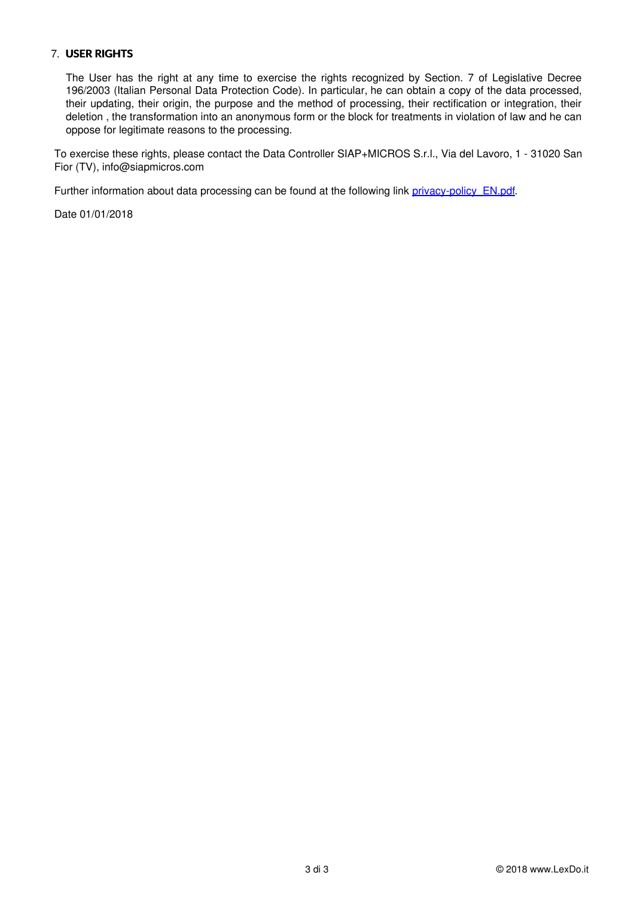## 7. USER RIGHTS

The User has the right at any time to exercise the rights recognized by Section. 7 of Legislative Decree 196/2003 (Italian Personal Data Protection Code). In particular, he can obtain a copy of the data processed, their updating, their origin, the purpose and the method of processing, their rectification or integration, their deletion , the transformation into an anonymous form or the block for treatments in violation of law and he can oppose for legitimate reasons to the processing.

To exercise these rights, please contact the Data Controller SIAP+MICROS S.r.l., Via del Lavoro, 1 - 31020 San Fior (TV), info@siapmicros.com

Further information about data processing can be found at the following link privacy-policy_EN.pdf.

Date 01/01/2018